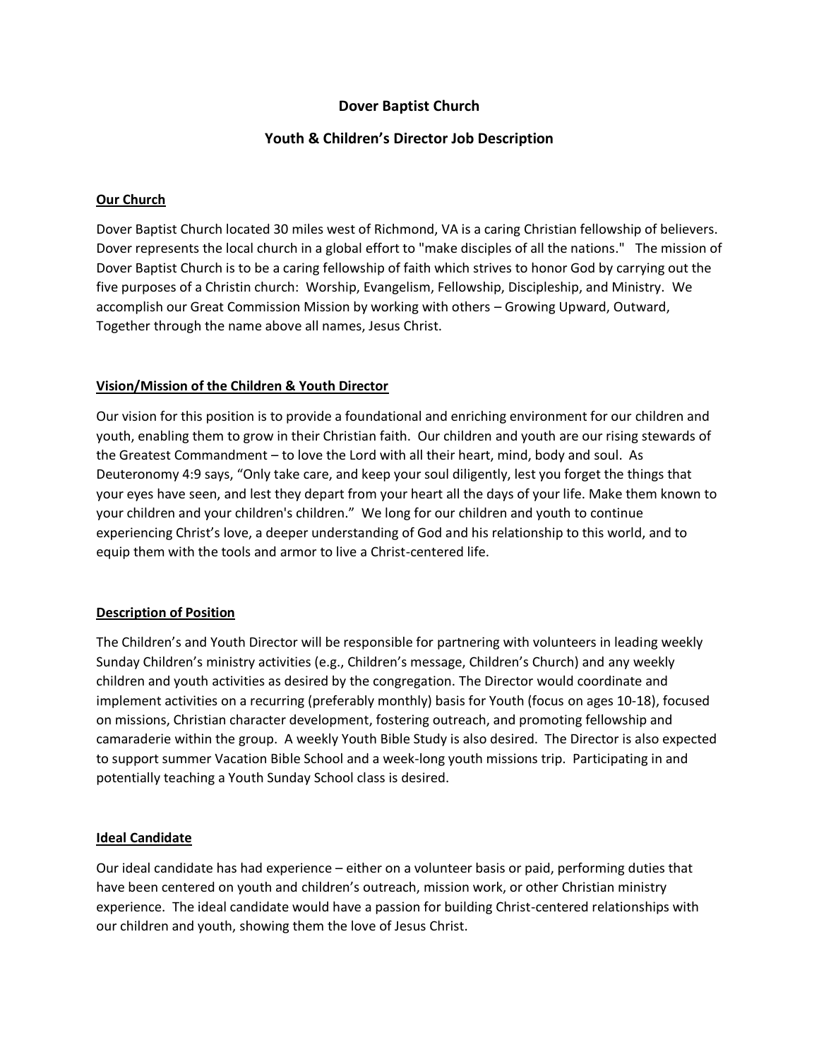# Dover Baptist Church

## Youth & Children's Director Job Description

### Our Church

Dover Baptist Church located 30 miles west of Richmond, VA is a caring Christian fellowship of believers. Dover represents the local church in a global effort to "make disciples of all the nations." The mission of Dover Baptist Church is to be a caring fellowship of faith which strives to honor God by carrying out the five purposes of a Christin church: Worship, Evangelism, Fellowship, Discipleship, and Ministry. We accomplish our Great Commission Mission by working with others – Growing Upward, Outward, Together through the name above all names, Jesus Christ.

### Vision/Mission of the Children & Youth Director

Our vision for this position is to provide a foundational and enriching environment for our children and youth, enabling them to grow in their Christian faith. Our children and youth are our rising stewards of the Greatest Commandment – to love the Lord with all their heart, mind, body and soul. As Deuteronomy 4:9 says, "Only take care, and keep your soul diligently, lest you forget the things that your eyes have seen, and lest they depart from your heart all the days of your life. Make them known to your children and your children's children." We long for our children and youth to continue experiencing Christ's love, a deeper understanding of God and his relationship to this world, and to equip them with the tools and armor to live a Christ-centered life.

### Description of Position

The Children's and Youth Director will be responsible for partnering with volunteers in leading weekly Sunday Children's ministry activities (e.g., Children's message, Children's Church) and any weekly children and youth activities as desired by the congregation. The Director would coordinate and implement activities on a recurring (preferably monthly) basis for Youth (focus on ages 10-18), focused on missions, Christian character development, fostering outreach, and promoting fellowship and camaraderie within the group. A weekly Youth Bible Study is also desired. The Director is also expected to support summer Vacation Bible School and a week-long youth missions trip. Participating in and potentially teaching a Youth Sunday School class is desired.

### Ideal Candidate

Our ideal candidate has had experience – either on a volunteer basis or paid, performing duties that have been centered on youth and children's outreach, mission work, or other Christian ministry experience. The ideal candidate would have a passion for building Christ-centered relationships with our children and youth, showing them the love of Jesus Christ.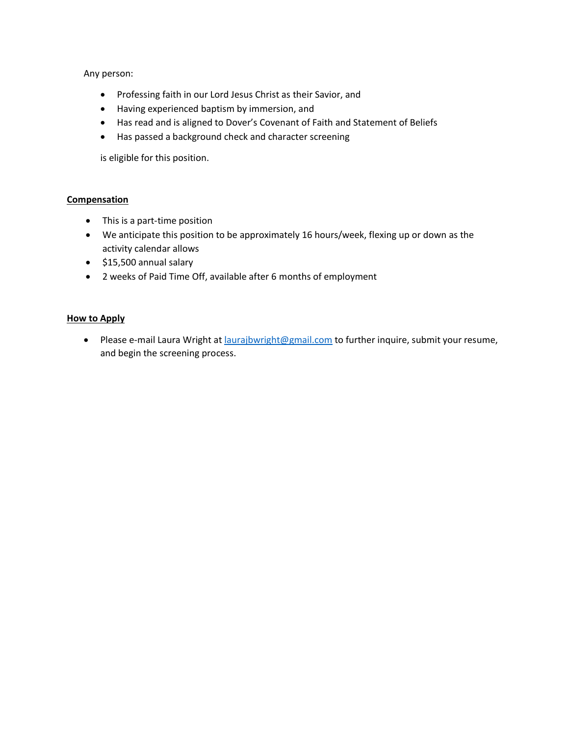Any person:

- Professing faith in our Lord Jesus Christ as their Savior, and
- Having experienced baptism by immersion, and
- Has read and is aligned to Dover's Covenant of Faith and Statement of Beliefs
- Has passed a background check and character screening

is eligible for this position.

## Compensation

- This is a part-time position
- We anticipate this position to be approximately 16 hours/week, flexing up or down as the activity calendar allows
- $15,500 annual salary
- 2 weeks of Paid Time Off, available after 6 months of employment

## How to Apply

- Please e-mail Laura Wright at laurajbwright@gmail.com to further inquire, submit your resume, and begin the screening process.